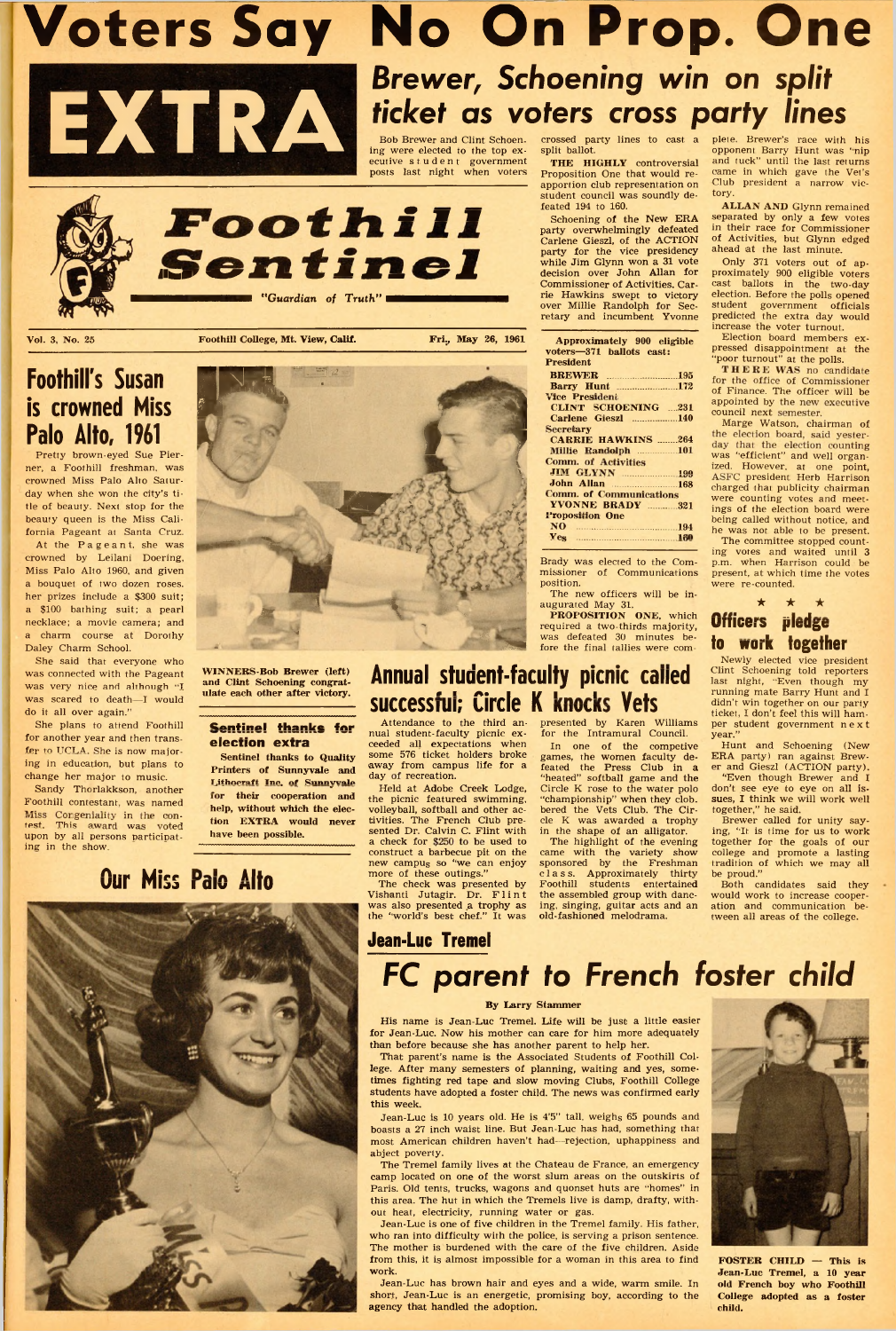# Voters Say No On Prop. One

## EXTRA

## Brewer, Schoening win on split ticket as voters cross party lines

# Foothill Sentinel

"Guardian of Truth"

Vol. 3, No. 25 — Foothill College, Mt. View, Calif. — Fri., May 26, 1961

Bob Brewer and Clint Schoening were elected to the top executive student government posts last night when voters crossed party lines to cast a split ballot.

**THE HIGHLY** controversial Proposition One that would reapportion club representation on student council was soundly defeated 194 to 160.

Schoening of the New ERA party overwhelmingly defeated Carlene Gieszl, of the ACTION party for the vice presidency while Jim Glynn won a 31 vote decision over John Allan for Commissioner of Activities. Carrie Hawkins swept to victory over Millie Randolph for Secretary and incumbent Yvonne Brady was elected to the Commissioner of Communications position.

The new officers will be inaugurated May 31.

**PROPOSITION ONE,** which required a two-thirds majority, was defeated 30 minutes before the final tallies were complete. Brewer's race with his opponent Barry Hunt was "nip and tuck" until the last returns came in which gave the Vet's Club president a narrow victory.

**ALLAN AND** Glynn remained separated by only a few votes in their race for Commissioner of Activities, but Glynn edged ahead at the last minute.

Only 371 voters out of approximately 900 eligible voters cast ballots in the two-day election. Before the polls opened student government officials predicted the extra day would increase the voter turnout.

Election board members expressed disappointment at the "poor turnout" at the polls.

**THERE WAS** no candidate for the office of Commissioner of Finance. The officer will be appointed by the new executive council next semester.

Marge Watson, chairman of the election board, said yesterday that the election counting was "efficient" and well organized. However, at one point, ASFC president Herb Harrison charged that publicity chairman were counting votes and meetings of the election board were being called without notice, and he was not able to be present.

The committee stopped counting votes and waited until 3 p.m. when Harrison could be present, at which time the votes were re-counted.

**Approximately 900 eligible voters—371 ballots cast:**

| | |
|---|---|
| **President** | |
| BREWER | 195 |
| Barry Hunt | 172 |
| **Vice President** | |
| CLINT SCHOENING | 231 |
| Carlene Gieszl | 140 |
| **Secretary** | |
| CARRIE HAWKINS | 264 |
| Millie Randolph | 101 |
| **Comm. of Activities** | |
| JIM GLYNN | 199 |
| John Allan | 168 |
| **Comm. of Communications** | |
| YVONNE BRADY | 321 |
| **Proposition One** | |
| NO | 194 |
| Yes | 160 |

## Officers pledge to work together

Newly elected vice president Clint Schoening told reporters last night, "Even though my running mate Barry Hunt and I didn't win together on our party ticket, I don't feel this will hamper student government next year."

Hunt and Schoening (New ERA party) ran against Brewer and Gieszl (ACTION party).

"Even though Brewer and I don't see eye to eye on all issues, I think we will work well together," he said.

Brewer called for unity saying, "It is time for us to work together for the goals of our college and promote a lasting tradition of which we may all be proud."

Both candidates said they would work to increase cooperation and communication between all areas of the college.

## Foothill's Susan is crowned Miss Palo Alto, 1961

Pretty brown-eyed Sue Pierner, a Foothill freshman, was crowned Miss Palo Alto Saturday when she won the city's title of beauty. Next stop for the beauty queen is the Miss California Pageant at Santa Cruz.

At the Pageant, she was crowned by Leilani Doering, Miss Palo Alto 1960, and given a bouquet of two dozen roses. her prizes include a $300 suit; a $100 bathing suit; a pearl necklace; a movie camera; and a charm course at Dorothy Daley Charm School.

She said that everyone who was connected with the Pageant was very nice and although "I was scared to death—I would do it all over again."

She plans to attend Foothill for another year and then transfer to UCLA. She is now majoring in education, but plans to change her major to music.

Sandy Thorlakkson, another Foothill contestant, was named Miss Congeniality in the contest. This award was voted upon by all persons participating in the show.

**WINNERS**-Bob Brewer (left) and Clint Schoening congratulate each other after victory.

### Sentinel thanks for election extra

Sentinel thanks to Quality Printers of Sunnyvale and Lithocraft Inc. of Sunnyvale for their cooperation and help, without which the election EXTRA would never have been possible.

## Our Miss Palo Alto

## Annual student-faculty picnic called successful; Circle K knocks Vets

Attendance to the third annual student-faculty picnic exceeded all expectations when some 576 ticket holders broke away from campus life for a day of recreation.

Held at Adobe Creek Lodge, the picnic featured swimming, volleyball, softball and other activities. The French Club presented Dr. Calvin C. Flint with a check for $250 to be used to construct a barbecue pit on the new campus so "we can enjoy more of these outings."

The check was presented by Vishanti Jutagir. Dr. Flint was also presented a trophy as the "world's best chef." It was presented by Karen Williams for the Intramural Council.

In one of the competive games, the women faculty defeated the Press Club in a "heated" softball game and the Circle K rose to the water polo "championship" when they clobbered the Vets Club. The Circle K was awarded a trophy in the shape of an alligator.

The highlight of the evening came with the variety show sponsored by the Freshman class. Approximately thirty Foothill students entertained the assembled group with dancing, singing, guitar acts and an old-fashioned melodrama.

## Jean-Luc Tremel

# FC parent to French foster child

By Larry Stammer

His name is Jean-Luc Tremel. Life will be just a little easier for Jean-Luc. Now his mother can care for him more adequately than before because she has another parent to help her.

That parent's name is the Associated Students of Foothill College. After many semesters of planning, waiting and yes, sometimes fighting red tape and slow moving Clubs, Foothill College students have adopted a foster child. The news was confirmed early this week.

Jean-Luc is 10 years old. He is 4'5" tall, weighs 65 pounds and boasts a 27 inch waist line. But Jean-Luc has had, something that most American children haven't had—rejection, unhappiness and abject poverty.

The Tremel family lives at the Chateau de France, an emergency camp located on one of the worst slum areas on the outskirts of Paris. Old tents, trucks, wagons and quonset huts are "homes" in this area. The hut in which the Tremels live is damp, drafty, without heat, electricity, running water or gas.

Jean-Luc is one of five children in the Tremel family. His father, who ran into difficulty with the police, is serving a prison sentence. The mother is burdened with the care of the five children. Aside from this, it is almost impossible for a woman in this area to find work.

Jean-Luc has brown hair and eyes and a wide, warm smile. In short, Jean-Luc is an energetic, promising boy, according to the agency that handled the adoption.

**FOSTER CHILD** — This is Jean-Luc Tremel, a 10 year old French boy who Foothill College adopted as a foster child.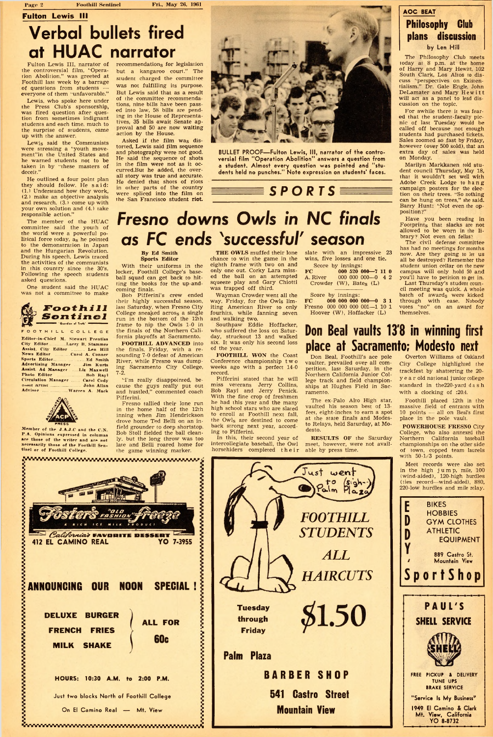## Fulton Lewis III

# Verbal bullets fired at HUAC narrator

Fulton Lewis III, narrator of the controversial film, "Operation Abolition," was greeted at Foothill last week by a barrage of questions from students — everyone of them "unfavorable."

Lewis, who spoke here under the Press Club's sponsorship, was fired question after question from sometimes indignant students and each time, much to the surprise of students, came up with the answer.

Lewis said the Communists were stressing a "youth movement" in the United States and he warned students not to be taken in by "these masters of deceit."

He outlined a four point plan they should follow. He said: (1.) Understand how they work, (2.) make an objective analysis and research, (3.) come up with your own solution and (4.) take responsible action."

The member of the HUAC committee said the youth of the world were a powerful political force today, as he pointed to the demonstration in Japan and the Hungarian Revolution. During his speech, Lewis traced the activities of the communists in this country since the 30's. Following the speech students asked questions.

One student said the HUAC was not a committee to make recommendations for legislation but a kangaroo court." The student charged the committee was not fulfilling its purpose. But Lewis said that as a result of the committee recommendations, nine bills have been passed into law, 58 bills are pending in the House of Representatives, 35 bills await Senate approval and 50 are now waiting action by the House.

Asked if the film was distorted, Lewis said film sequence and photography were not good. He said the sequence of shots in the film were not as it occurred.But he added, the overall story was true and accurate. He denied that shots of riots in other parts of the country were spliced into the film on the San Francisco student riot.

BULLET PROOF—Fulton Lewis, III, narrator of the controversial film "Operation Abolition" answers a question from a student. Almost every question was pointed and "students held no punches." Note expression on students' faces.

**Foothill Sentinel**
Guardian of Truth

FOOTHILL COLLEGE

Editor-in-Chief ... M. Stewart Prentiss
City Editor ... Larry B. Stammer
Assist. City Editor ... Len Hill
News Editor ... Carol A. Conner
Sports Editor ... Ed Smith
Advertising Manager ... Jim Kurtz
Assist. Ad Manager ... Liz Maxwell
Photo Editor ... Bob Rayl
Circulation Manager ... Carol Cody
Staff Artist ... John Allan
Advisor ... Warren A. Mack

ASSOCIATED COLLEGIATE PRESS — ACP

Member of the J.A.J.C and the C.N.P.A. Opinions expressed in columns are those of the writer and are not necessarily those of the Foothill Sentinel or of Foothill College.

## SPORTS

# Fresno downs Owls in NC finals as FC ends 'successful' season

**By Ed Smith**
**Sports Editor**

With their uniforms in the locker, Foothill College's baseball squad can get back to hitting the books for the up-and-coming finals.

Bob Pifferini's crew ended their highly successful season, last Saturday, when Fresno City College sneaked across a single run in the bottom of the 12th frame to nip the Owls 1-0 in the finals of the Northern California playoffs at Sacramento.

**FOOTHILL ADVANCED** into the finals, Friday, with a resounding 7-0 defeat of American River, while Fresno was dumping Sacramento City College, 7-2.

"I'm really disappointed, because the guys really put out and hustled," commented coach Pifferini.

Fresno tallied their lone run in the home half of the 12th inning when Jim Hendrickson drove home Ted Belli on an infield grounder to deep shortstop. Bob Stoll fielded the ball cleanly, but the long throw was too late and Belli roared home for the game winning marker.

**THE OWLS** muffed their lone chance to win the game in the eighth frame with two on and only one out. Corky Lara missed the ball on an attempted squeeze play and Gary Chiotti was trapped off third.

Wayman Crowder went all the way, Friday, for the Owls limiting American River to only fourhits, while fanning seven and walking two.

Southpaw Eddie Hoffacker, who suffered the loss on Saturday, struckout 13 and walked six. It was only his second loss of the year.

**FOOTHILL WON** the Coast Conference championship two weeks ago with a perfect 14-0 record.

Pifferini stated that he will miss veterans Jerry Collins, Bob Rayl and Jerry Penick. With the fine crop of freshmen he had this year and the many high school stars who are slated to enroll at Foothill next fall, the Owls are destined to come back strong next year, according to Pifferini.

In this, their second year of intercollegiate baseball, the Owl horsehiders completed their slate with an impressive 23 wins, five losses and one tie.

Score by innings:

| | | | | |
|---|---|---|---|---|
| FC | 000 520 000 | 7 | 11 | 0 |
| A. River | 000 000 000 | 0 | 4 | 2 |

Crowder (W), Bates (L)

Score by innings:

| | | | | |
|---|---|---|---|---|
| FC | 000 000 000 000 | 0 | 3 | 1 |
| Fresno | 000 000 000 001 | 1 | 10 | 1 |

Hoover (W), Hoffacker (L)

# Don Beal vaults 13'8 in winning first place at Sacramento; Modesto next

Don Beal, Foothill's ace pole vaulter, prevailed over all competition, last Saturday, in the Northern California Junior College track and field championships at Hughes Field in Sacramento.

The ex-Palo Alto High star, vaulted his season best of 13-feet, eight-inches to earn a spot at the state finals and Modesto Relays, held Saturday, at Modesto.

**RESULTS OF** the Saturday meet, however, were not available by press time.

Overton Williams of Oakland City College highlighted the trackfest by shattering the 20-year old national junior college standard in the220-yard dash with a clocking of :20.4.

Foothill placed 12th in the massive field of entrants with 10 points — all on Beal's first place in the pole vault.

**POWERHOUSE FRESNO** City College, who also annexed the Northern California baseball championships on the other side of town, copped team laurels with 50-1/3 points.

Meet records were also set in the high jump, mile, 100 (wind-aided), 120-high hurdles (ties record—wind-aided), 880, 220-low hurdles and mile relay.

## AOC BEAT

# Philosophy Club plans discussion

**by Len Hill**

The Philosophy Club meets today at 8 p.m. at the home of Harry and Mary Hewitt, 102 South Clark, Los Altos to discuss "perspectives on Existentialism." Dr. Gale Engle, John DeLamater and Mary Hewitt will act as a panel to lead discussion on the topic.

For awhile there it was feared that the student-faculty picnic of last Tuesday would be called off because not enough students had purchased tickets. Sales zoomed so fast by Friday, however (over 500 sold), that an extra day of sales was held on Monday.

Marilyn Markkanen told student council Thursday, May 18, that it wouldn't set well with Adobe Creek Lodge to hang campaign posters for the election on their trees. "So nothing can be hung on trees," she said. Barry Hunt: "Not even the opposition?"

Have you been reading in Footprints that slacks are not allowed to be worn in the library? Not even on fellas?

The civil defense committee has had no meetings for months now. Are they going to let us all be destroyed? Remember the student union cellar on the new campus will only hold 50 and you'll have to petition to get in.

Last Thursday's student council meeting was quick. A whole batch of awards were kicked through with ease. Nobody votes "no" on an award for themselves.

Foster's "OLD FASHION" Freeze
A RICH ICE MILK PRODUCT
California's FAVORITE DESSERT
412 EL CAMINO REAL — YO 7-3955

**ANNOUNCING OUR NOON SPECIAL !**

DELUXE BURGER
FRENCH FRIES
MILK SHAKE
ALL FOR 60c

HOURS: 10:30 A.M. to 2:00 P.M.

Just two blocks North of Foothill College

On El Camino Real — Mt. View

Just went to (sigh--) Palm Plaza

FOOTHILL STUDENTS
ALL HAIRCUTS
$1.50

Tuesday through Friday

Palm Plaza
BARBER SHOP
541 Castro Street
Mountain View

BIKES
HOBBIES
GYM CLOTHES
ATHLETIC EQUIPMENT
889 Castro St.
Mountain View
EDDY'S SportShop

PAUL'S
SHELL SERVICE
FREE PICKUP & DELIVERY
TUNE UPS
BRAKE SERVICE
"Service Is My Business"
1949 El Camino & Clark
Mt. View, California
YO 8-8732